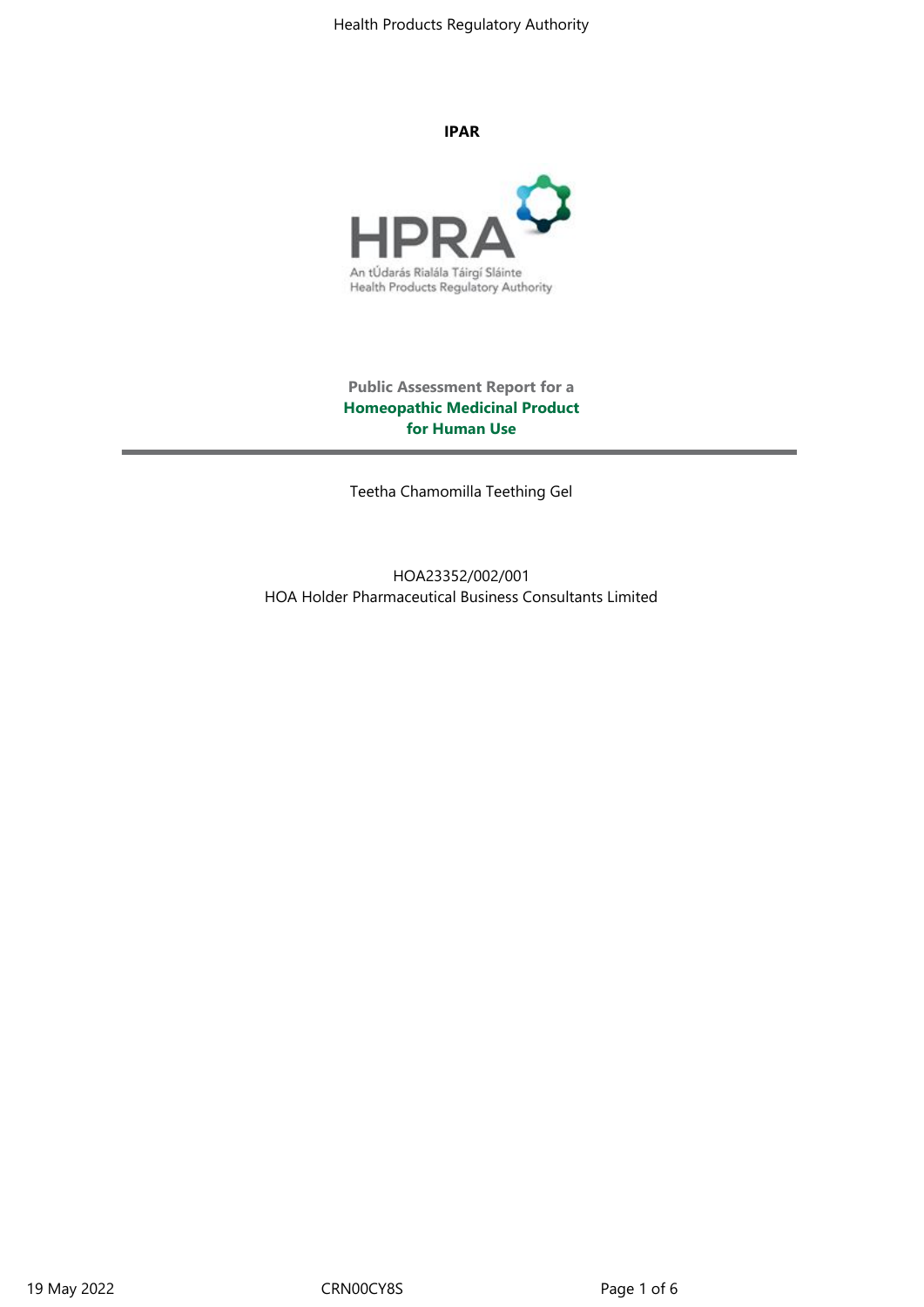**IPAR**

**Public Assessment Report for a**
**Homeopathic Medicinal Product**
**for Human Use**

---

Teetha Chamomilla Teething Gel

HOA23352/002/001
HOA Holder Pharmaceutical Business Consultants Limited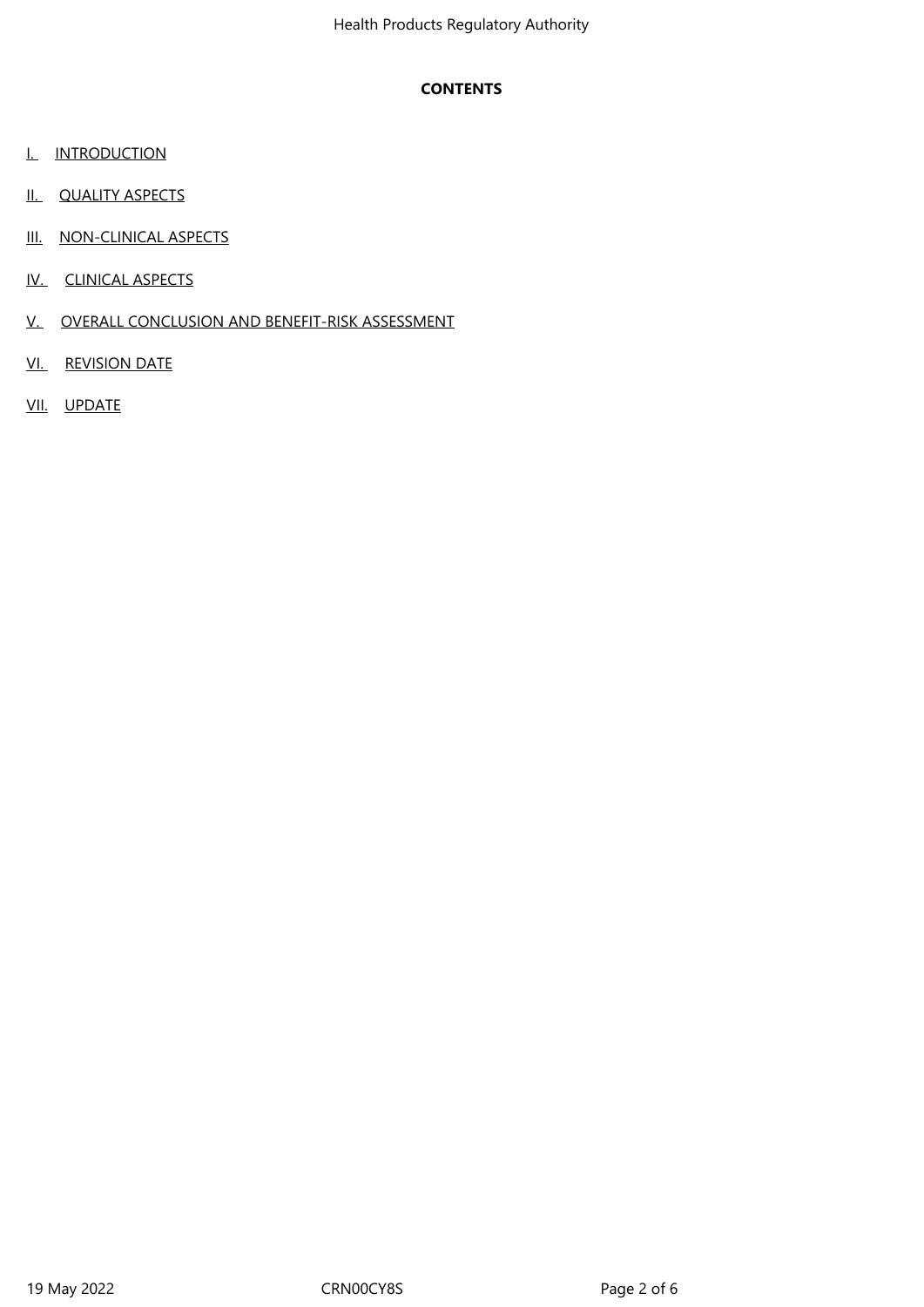**CONTENTS**

I. INTRODUCTION

II. QUALITY ASPECTS

III. NON-CLINICAL ASPECTS

IV. CLINICAL ASPECTS

V. OVERALL CONCLUSION AND BENEFIT-RISK ASSESSMENT

VI. REVISION DATE

VII. UPDATE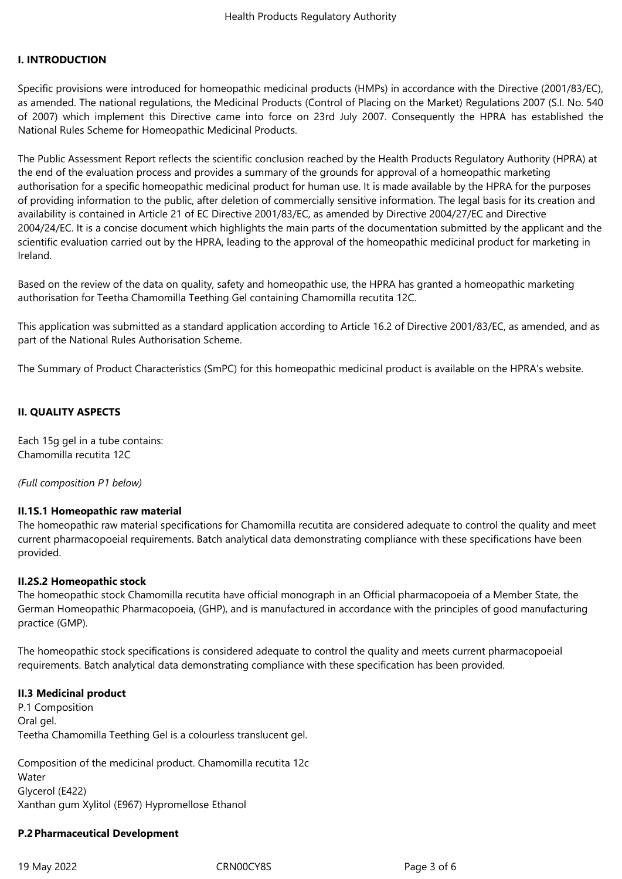## I. INTRODUCTION

Specific provisions were introduced for homeopathic medicinal products (HMPs) in accordance with the Directive (2001/83/EC), as amended. The national regulations, the Medicinal Products (Control of Placing on the Market) Regulations 2007 (S.I. No. 540 of 2007) which implement this Directive came into force on 23rd July 2007. Consequently the HPRA has established the National Rules Scheme for Homeopathic Medicinal Products.

The Public Assessment Report reflects the scientific conclusion reached by the Health Products Regulatory Authority (HPRA) at the end of the evaluation process and provides a summary of the grounds for approval of a homeopathic marketing authorisation for a specific homeopathic medicinal product for human use. It is made available by the HPRA for the purposes of providing information to the public, after deletion of commercially sensitive information. The legal basis for its creation and availability is contained in Article 21 of EC Directive 2001/83/EC, as amended by Directive 2004/27/EC and Directive 2004/24/EC. It is a concise document which highlights the main parts of the documentation submitted by the applicant and the scientific evaluation carried out by the HPRA, leading to the approval of the homeopathic medicinal product for marketing in Ireland.

Based on the review of the data on quality, safety and homeopathic use, the HPRA has granted a homeopathic marketing authorisation for Teetha Chamomilla Teething Gel containing Chamomilla recutita 12C.

This application was submitted as a standard application according to Article 16.2 of Directive 2001/83/EC, as amended, and as part of the National Rules Authorisation Scheme.

The Summary of Product Characteristics (SmPC) for this homeopathic medicinal product is available on the HPRA's website.

## II. QUALITY ASPECTS

Each 15g gel in a tube contains:
Chamomilla recutita 12C

*(Full composition P1 below)*

### II.1S.1 Homeopathic raw material

The homeopathic raw material specifications for Chamomilla recutita are considered adequate to control the quality and meet current pharmacopoeial requirements. Batch analytical data demonstrating compliance with these specifications have been provided.

### II.2S.2 Homeopathic stock

The homeopathic stock Chamomilla recutita have official monograph in an Official pharmacopoeia of a Member State, the German Homeopathic Pharmacopoeia, (GHP), and is manufactured in accordance with the principles of good manufacturing practice (GMP).

The homeopathic stock specifications is considered adequate to control the quality and meets current pharmacopoeial requirements. Batch analytical data demonstrating compliance with these specification has been provided.

### II.3 Medicinal product

P.1 Composition
Oral gel.
Teetha Chamomilla Teething Gel is a colourless translucent gel.

Composition of the medicinal product. Chamomilla recutita 12c
Water
Glycerol (E422)
Xanthan gum Xylitol (E967) Hypromellose Ethanol

### P.2 Pharmaceutical Development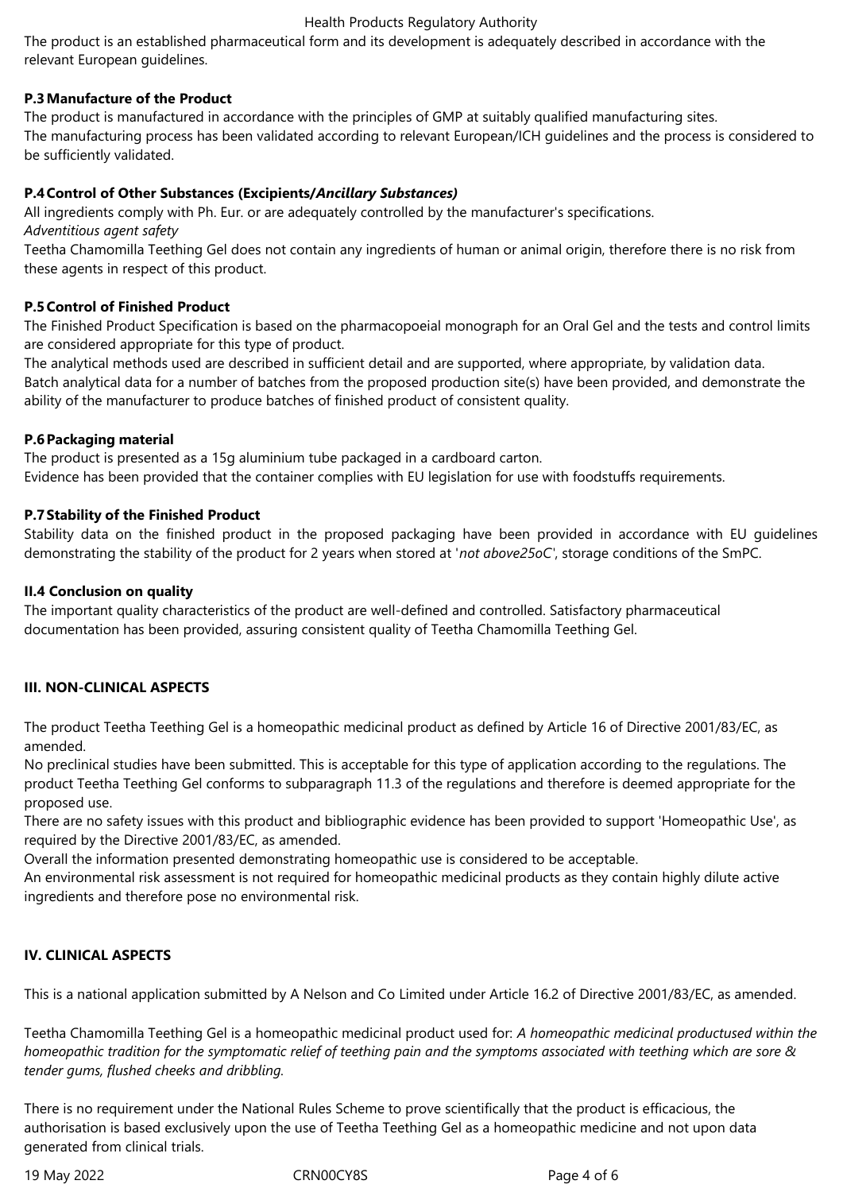The product is an established pharmaceutical form and its development is adequately described in accordance with the relevant European guidelines.

**P.3 Manufacture of the Product**

The product is manufactured in accordance with the principles of GMP at suitably qualified manufacturing sites.
The manufacturing process has been validated according to relevant European/ICH guidelines and the process is considered to be sufficiently validated.

**P.4 Control of Other Substances (Excipients/*Ancillary Substances)***

All ingredients comply with Ph. Eur. or are adequately controlled by the manufacturer's specifications.
*Adventitious agent safety*
Teetha Chamomilla Teething Gel does not contain any ingredients of human or animal origin, therefore there is no risk from these agents in respect of this product.

**P.5 Control of Finished Product**

The Finished Product Specification is based on the pharmacopoeial monograph for an Oral Gel and the tests and control limits are considered appropriate for this type of product.
The analytical methods used are described in sufficient detail and are supported, where appropriate, by validation data.
Batch analytical data for a number of batches from the proposed production site(s) have been provided, and demonstrate the ability of the manufacturer to produce batches of finished product of consistent quality.

**P.6 Packaging material**

The product is presented as a 15g aluminium tube packaged in a cardboard carton.
Evidence has been provided that the container complies with EU legislation for use with foodstuffs requirements.

**P.7 Stability of the Finished Product**

Stability data on the finished product in the proposed packaging have been provided in accordance with EU guidelines demonstrating the stability of the product for 2 years when stored at '*not above25oC*', storage conditions of the SmPC.

**II.4 Conclusion on quality**

The important quality characteristics of the product are well-defined and controlled. Satisfactory pharmaceutical documentation has been provided, assuring consistent quality of Teetha Chamomilla Teething Gel.

## III. NON-CLINICAL ASPECTS

The product Teetha Teething Gel is a homeopathic medicinal product as defined by Article 16 of Directive 2001/83/EC, as amended.
No preclinical studies have been submitted. This is acceptable for this type of application according to the regulations. The product Teetha Teething Gel conforms to subparagraph 11.3 of the regulations and therefore is deemed appropriate for the proposed use.
There are no safety issues with this product and bibliographic evidence has been provided to support 'Homeopathic Use', as required by the Directive 2001/83/EC, as amended.
Overall the information presented demonstrating homeopathic use is considered to be acceptable.
An environmental risk assessment is not required for homeopathic medicinal products as they contain highly dilute active ingredients and therefore pose no environmental risk.

## IV. CLINICAL ASPECTS

This is a national application submitted by A Nelson and Co Limited under Article 16.2 of Directive 2001/83/EC, as amended.

Teetha Chamomilla Teething Gel is a homeopathic medicinal product used for: *A homeopathic medicinal productused within the homeopathic tradition for the symptomatic relief of teething pain and the symptoms associated with teething which are sore & tender gums, flushed cheeks and dribbling.*

There is no requirement under the National Rules Scheme to prove scientifically that the product is efficacious, the authorisation is based exclusively upon the use of Teetha Teething Gel as a homeopathic medicine and not upon data generated from clinical trials.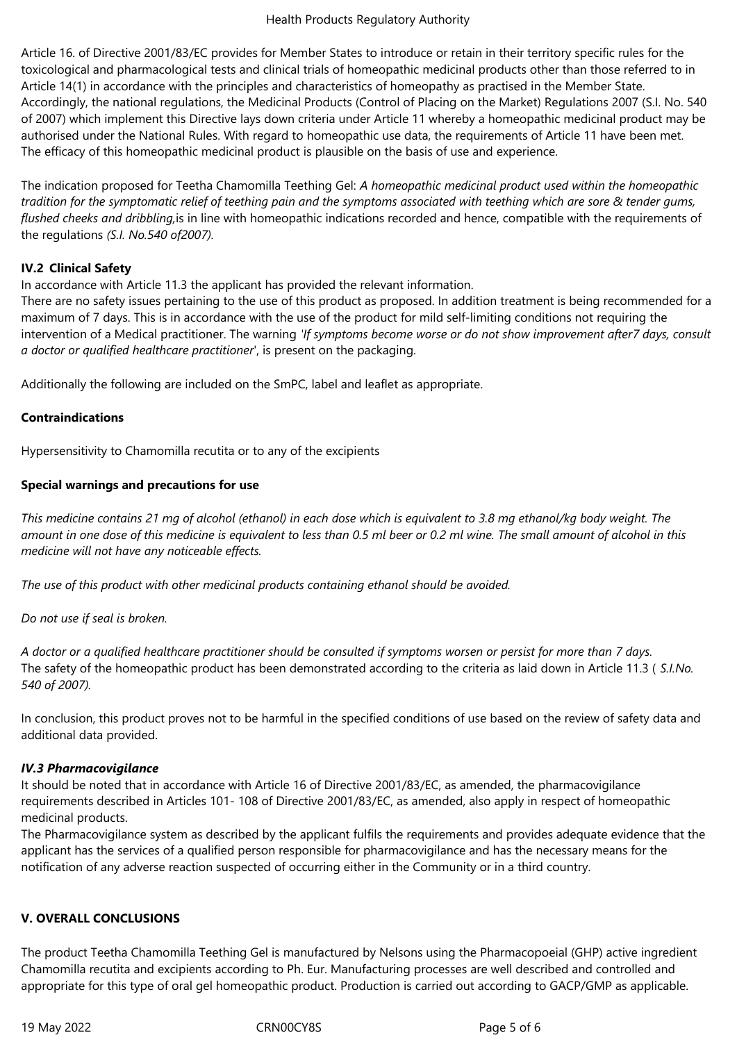Article 16. of Directive 2001/83/EC provides for Member States to introduce or retain in their territory specific rules for the toxicological and pharmacological tests and clinical trials of homeopathic medicinal products other than those referred to in Article 14(1) in accordance with the principles and characteristics of homeopathy as practised in the Member State. Accordingly, the national regulations, the Medicinal Products (Control of Placing on the Market) Regulations 2007 (S.I. No. 540 of 2007) which implement this Directive lays down criteria under Article 11 whereby a homeopathic medicinal product may be authorised under the National Rules. With regard to homeopathic use data, the requirements of Article 11 have been met. The efficacy of this homeopathic medicinal product is plausible on the basis of use and experience.

The indication proposed for Teetha Chamomilla Teething Gel: *A homeopathic medicinal product used within the homeopathic tradition for the symptomatic relief of teething pain and the symptoms associated with teething which are sore & tender gums, flushed cheeks and dribbling,*is in line with homeopathic indications recorded and hence, compatible with the requirements of the regulations *(S.I. No.540 of2007).*

### IV.2 Clinical Safety

In accordance with Article 11.3 the applicant has provided the relevant information.
There are no safety issues pertaining to the use of this product as proposed. In addition treatment is being recommended for a maximum of 7 days. This is in accordance with the use of the product for mild self-limiting conditions not requiring the intervention of a Medical practitioner. The warning *'If symptoms become worse or do not show improvement after7 days, consult a doctor or qualified healthcare practitioner*', is present on the packaging.

Additionally the following are included on the SmPC, label and leaflet as appropriate.

**Contraindications**

Hypersensitivity to Chamomilla recutita or to any of the excipients

**Special warnings and precautions for use**

*This medicine contains 21 mg of alcohol (ethanol) in each dose which is equivalent to 3.8 mg ethanol/kg body weight. The amount in one dose of this medicine is equivalent to less than 0.5 ml beer or 0.2 ml wine. The small amount of alcohol in this medicine will not have any noticeable effects.*

*The use of this product with other medicinal products containing ethanol should be avoided.*

*Do not use if seal is broken.*

*A doctor or a qualified healthcare practitioner should be consulted if symptoms worsen or persist for more than 7 days.*
The safety of the homeopathic product has been demonstrated according to the criteria as laid down in Article 11.3 ( *S.I.No. 540 of 2007).*

In conclusion, this product proves not to be harmful in the specified conditions of use based on the review of safety data and additional data provided.

### *IV.3 Pharmacovigilance*

It should be noted that in accordance with Article 16 of Directive 2001/83/EC, as amended, the pharmacovigilance requirements described in Articles 101- 108 of Directive 2001/83/EC, as amended, also apply in respect of homeopathic medicinal products.
The Pharmacovigilance system as described by the applicant fulfils the requirements and provides adequate evidence that the applicant has the services of a qualified person responsible for pharmacovigilance and has the necessary means for the notification of any adverse reaction suspected of occurring either in the Community or in a third country.

## V. OVERALL CONCLUSIONS

The product Teetha Chamomilla Teething Gel is manufactured by Nelsons using the Pharmacopoeial (GHP) active ingredient Chamomilla recutita and excipients according to Ph. Eur. Manufacturing processes are well described and controlled and appropriate for this type of oral gel homeopathic product. Production is carried out according to GACP/GMP as applicable.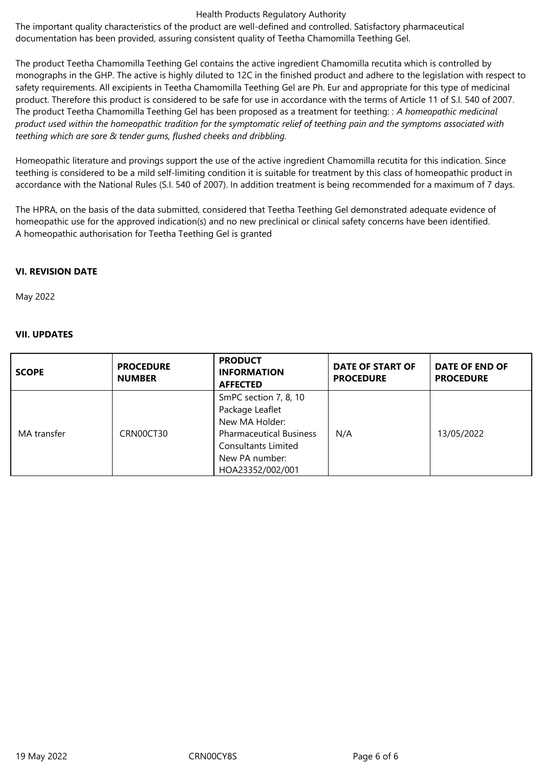The important quality characteristics of the product are well-defined and controlled. Satisfactory pharmaceutical documentation has been provided, assuring consistent quality of Teetha Chamomilla Teething Gel.

The product Teetha Chamomilla Teething Gel contains the active ingredient Chamomilla recutita which is controlled by monographs in the GHP. The active is highly diluted to 12C in the finished product and adhere to the legislation with respect to safety requirements. All excipients in Teetha Chamomilla Teething Gel are Ph. Eur and appropriate for this type of medicinal product. Therefore this product is considered to be safe for use in accordance with the terms of Article 11 of S.I. 540 of 2007. The product Teetha Chamomilla Teething Gel has been proposed as a treatment for teething: : *A homeopathic medicinal product used within the homeopathic tradition for the symptomatic relief of teething pain and the symptoms associated with teething which are sore & tender gums, flushed cheeks and dribbling.*

Homeopathic literature and provings support the use of the active ingredient Chamomilla recutita for this indication. Since teething is considered to be a mild self-limiting condition it is suitable for treatment by this class of homeopathic product in accordance with the National Rules (S.I. 540 of 2007). In addition treatment is being recommended for a maximum of 7 days.

The HPRA, on the basis of the data submitted, considered that Teetha Teething Gel demonstrated adequate evidence of homeopathic use for the approved indication(s) and no new preclinical or clinical safety concerns have been identified.
A homeopathic authorisation for Teetha Teething Gel is granted

## VI. REVISION DATE

May 2022

## VII. UPDATES

| SCOPE | PROCEDURE NUMBER | PRODUCT INFORMATION AFFECTED | DATE OF START OF PROCEDURE | DATE OF END OF PROCEDURE |
|---|---|---|---|---|
| MA transfer | CRN00CT30 | SmPC section 7, 8, 10<br>Package Leaflet<br>New MA Holder:<br>Pharmaceutical Business Consultants Limited<br>New PA number:<br>HOA23352/002/001 | N/A | 13/05/2022 |